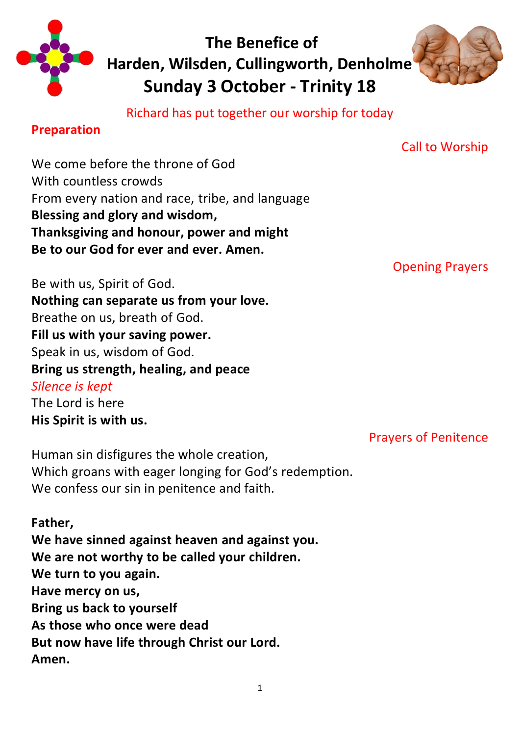# The Benefice of Harden, Wilsden, Cullingworth, Denholme
# Sunday 3 October - Trinity 18

Richard has put together our worship for today

## Preparation

Call to Worship

We come before the throne of God
With countless crowds
From every nation and race, tribe, and language
**Blessing and glory and wisdom,**
**Thanksgiving and honour, power and might**
**Be to our God for ever and ever. Amen.**

Opening Prayers

Be with us, Spirit of God.
**Nothing can separate us from your love.**
Breathe on us, breath of God.
**Fill us with your saving power.**
Speak in us, wisdom of God.
**Bring us strength, healing, and peace**
*Silence is kept*
The Lord is here
**His Spirit is with us.**

Prayers of Penitence

Human sin disfigures the whole creation,
Which groans with eager longing for God's redemption.
We confess our sin in penitence and faith.

**Father,**
**We have sinned against heaven and against you.**
**We are not worthy to be called your children.**
**We turn to you again.**
**Have mercy on us,**
**Bring us back to yourself**
**As those who once were dead**
**But now have life through Christ our Lord.**
**Amen.**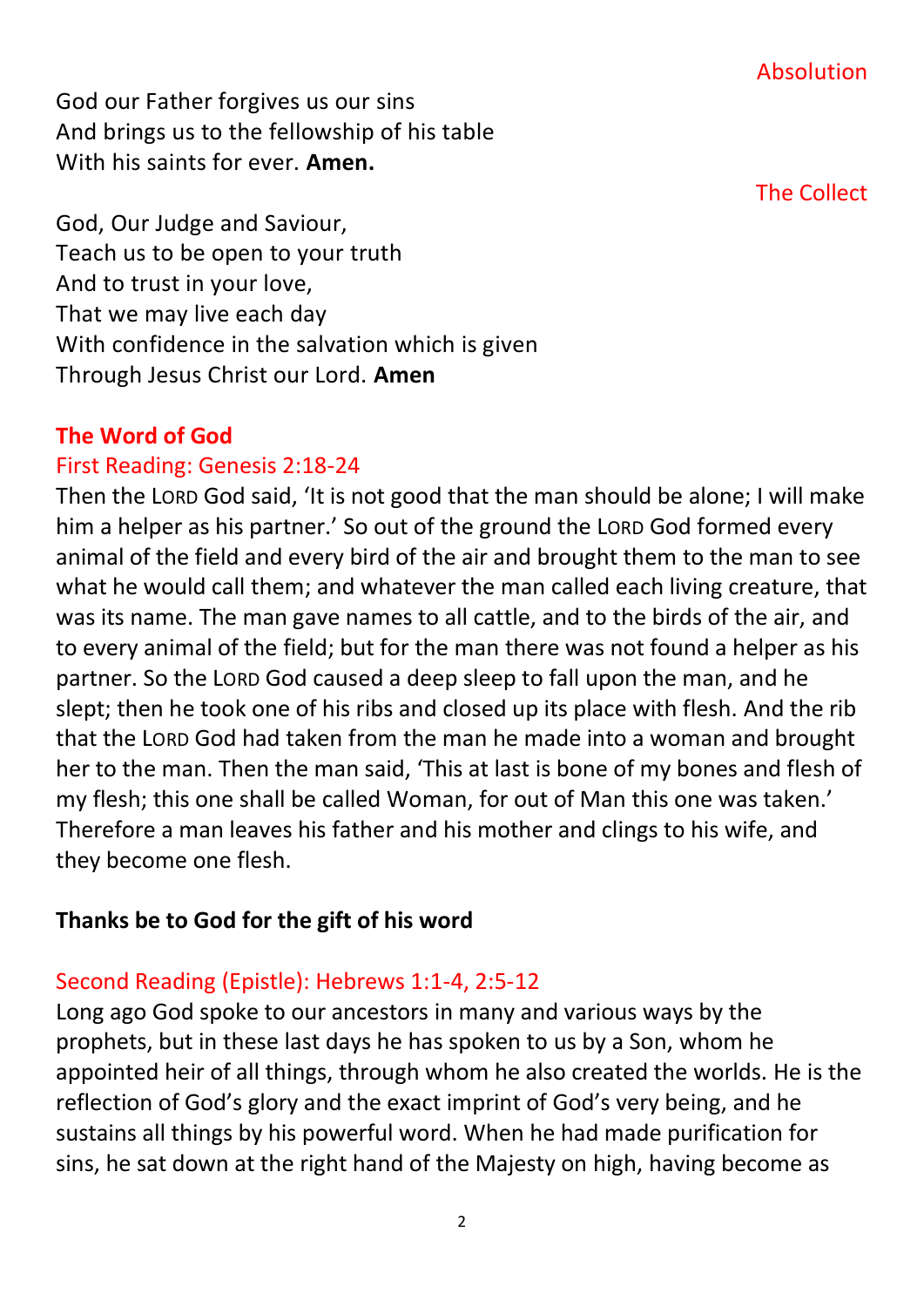Absolution

God our Father forgives us our sins
And brings us to the fellowship of his table
With his saints for ever. **Amen.**

The Collect

God, Our Judge and Saviour,
Teach us to be open to your truth
And to trust in your love,
That we may live each day
With confidence in the salvation which is given
Through Jesus Christ our Lord. **Amen**

## The Word of God

### First Reading: Genesis 2:18-24

Then the LORD God said, 'It is not good that the man should be alone; I will make him a helper as his partner.' So out of the ground the LORD God formed every animal of the field and every bird of the air and brought them to the man to see what he would call them; and whatever the man called each living creature, that was its name. The man gave names to all cattle, and to the birds of the air, and to every animal of the field; but for the man there was not found a helper as his partner. So the LORD God caused a deep sleep to fall upon the man, and he slept; then he took one of his ribs and closed up its place with flesh. And the rib that the LORD God had taken from the man he made into a woman and brought her to the man. Then the man said, 'This at last is bone of my bones and flesh of my flesh; this one shall be called Woman, for out of Man this one was taken.' Therefore a man leaves his father and his mother and clings to his wife, and they become one flesh.

**Thanks be to God for the gift of his word**

### Second Reading (Epistle): Hebrews 1:1-4, 2:5-12

Long ago God spoke to our ancestors in many and various ways by the prophets, but in these last days he has spoken to us by a Son, whom he appointed heir of all things, through whom he also created the worlds. He is the reflection of God's glory and the exact imprint of God's very being, and he sustains all things by his powerful word. When he had made purification for sins, he sat down at the right hand of the Majesty on high, having become as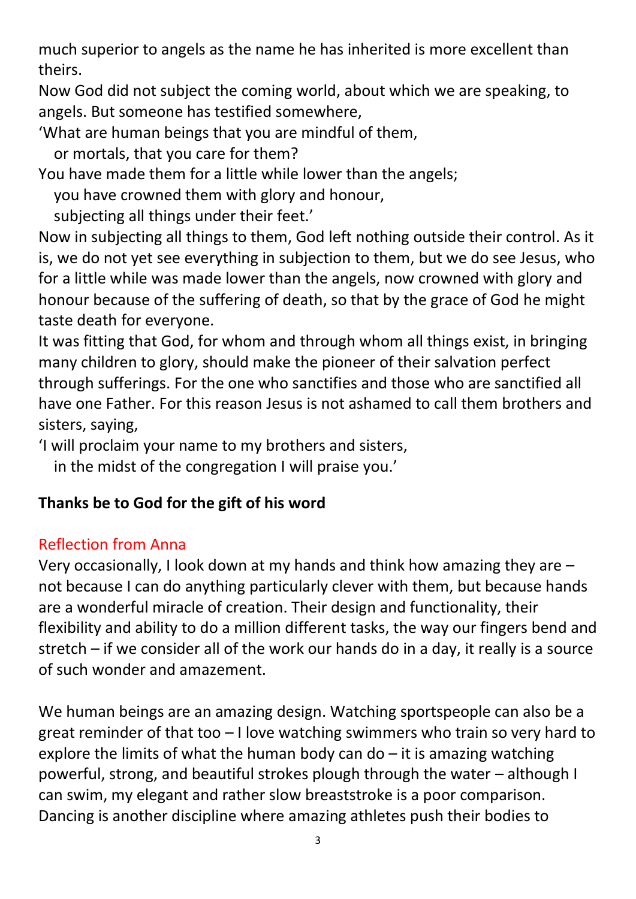much superior to angels as the name he has inherited is more excellent than theirs.

Now God did not subject the coming world, about which we are speaking, to angels. But someone has testified somewhere,

'What are human beings that you are mindful of them,
  or mortals, that you care for them?
You have made them for a little while lower than the angels;
  you have crowned them with glory and honour,
  subjecting all things under their feet.'

Now in subjecting all things to them, God left nothing outside their control. As it is, we do not yet see everything in subjection to them, but we do see Jesus, who for a little while was made lower than the angels, now crowned with glory and honour because of the suffering of death, so that by the grace of God he might taste death for everyone.

It was fitting that God, for whom and through whom all things exist, in bringing many children to glory, should make the pioneer of their salvation perfect through sufferings. For the one who sanctifies and those who are sanctified all have one Father. For this reason Jesus is not ashamed to call them brothers and sisters, saying,

'I will proclaim your name to my brothers and sisters,
  in the midst of the congregation I will praise you.'

**Thanks be to God for the gift of his word**

## Reflection from Anna

Very occasionally, I look down at my hands and think how amazing they are – not because I can do anything particularly clever with them, but because hands are a wonderful miracle of creation. Their design and functionality, their flexibility and ability to do a million different tasks, the way our fingers bend and stretch – if we consider all of the work our hands do in a day, it really is a source of such wonder and amazement.

We human beings are an amazing design. Watching sportspeople can also be a great reminder of that too – I love watching swimmers who train so very hard to explore the limits of what the human body can do – it is amazing watching powerful, strong, and beautiful strokes plough through the water – although I can swim, my elegant and rather slow breaststroke is a poor comparison. Dancing is another discipline where amazing athletes push their bodies to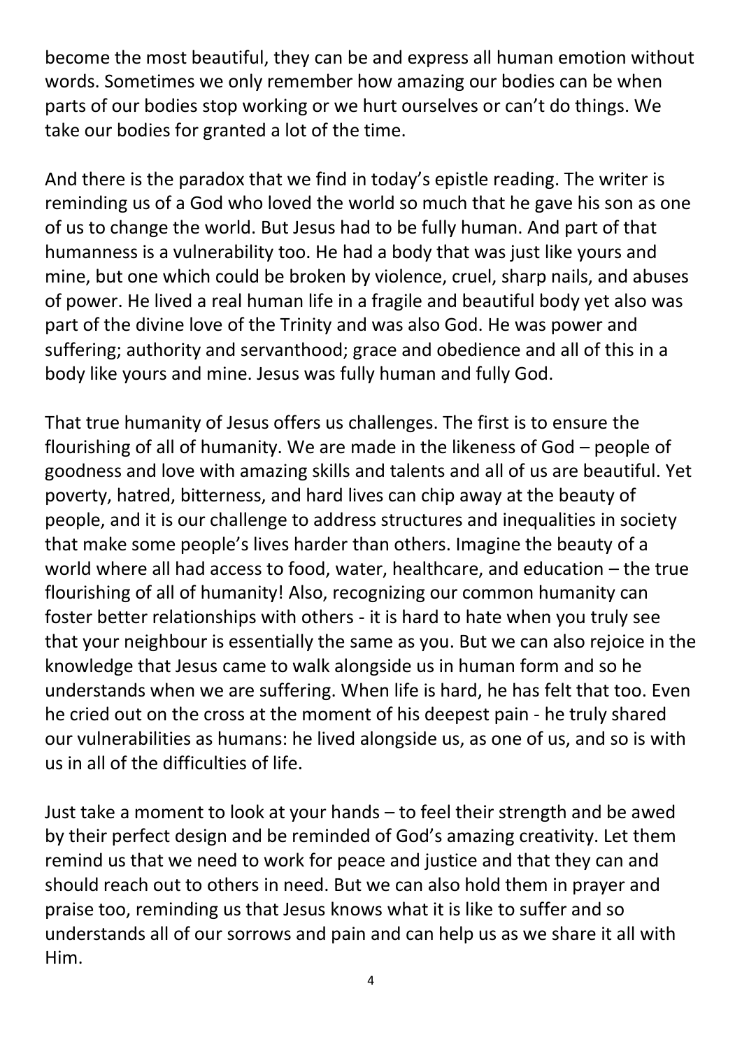become the most beautiful, they can be and express all human emotion without words. Sometimes we only remember how amazing our bodies can be when parts of our bodies stop working or we hurt ourselves or can't do things. We take our bodies for granted a lot of the time.

And there is the paradox that we find in today's epistle reading. The writer is reminding us of a God who loved the world so much that he gave his son as one of us to change the world. But Jesus had to be fully human. And part of that humanness is a vulnerability too. He had a body that was just like yours and mine, but one which could be broken by violence, cruel, sharp nails, and abuses of power. He lived a real human life in a fragile and beautiful body yet also was part of the divine love of the Trinity and was also God. He was power and suffering; authority and servanthood; grace and obedience and all of this in a body like yours and mine. Jesus was fully human and fully God.

That true humanity of Jesus offers us challenges. The first is to ensure the flourishing of all of humanity. We are made in the likeness of God – people of goodness and love with amazing skills and talents and all of us are beautiful. Yet poverty, hatred, bitterness, and hard lives can chip away at the beauty of people, and it is our challenge to address structures and inequalities in society that make some people's lives harder than others. Imagine the beauty of a world where all had access to food, water, healthcare, and education – the true flourishing of all of humanity! Also, recognizing our common humanity can foster better relationships with others - it is hard to hate when you truly see that your neighbour is essentially the same as you. But we can also rejoice in the knowledge that Jesus came to walk alongside us in human form and so he understands when we are suffering. When life is hard, he has felt that too. Even he cried out on the cross at the moment of his deepest pain - he truly shared our vulnerabilities as humans: he lived alongside us, as one of us, and so is with us in all of the difficulties of life.

Just take a moment to look at your hands – to feel their strength and be awed by their perfect design and be reminded of God's amazing creativity. Let them remind us that we need to work for peace and justice and that they can and should reach out to others in need. But we can also hold them in prayer and praise too, reminding us that Jesus knows what it is like to suffer and so understands all of our sorrows and pain and can help us as we share it all with Him.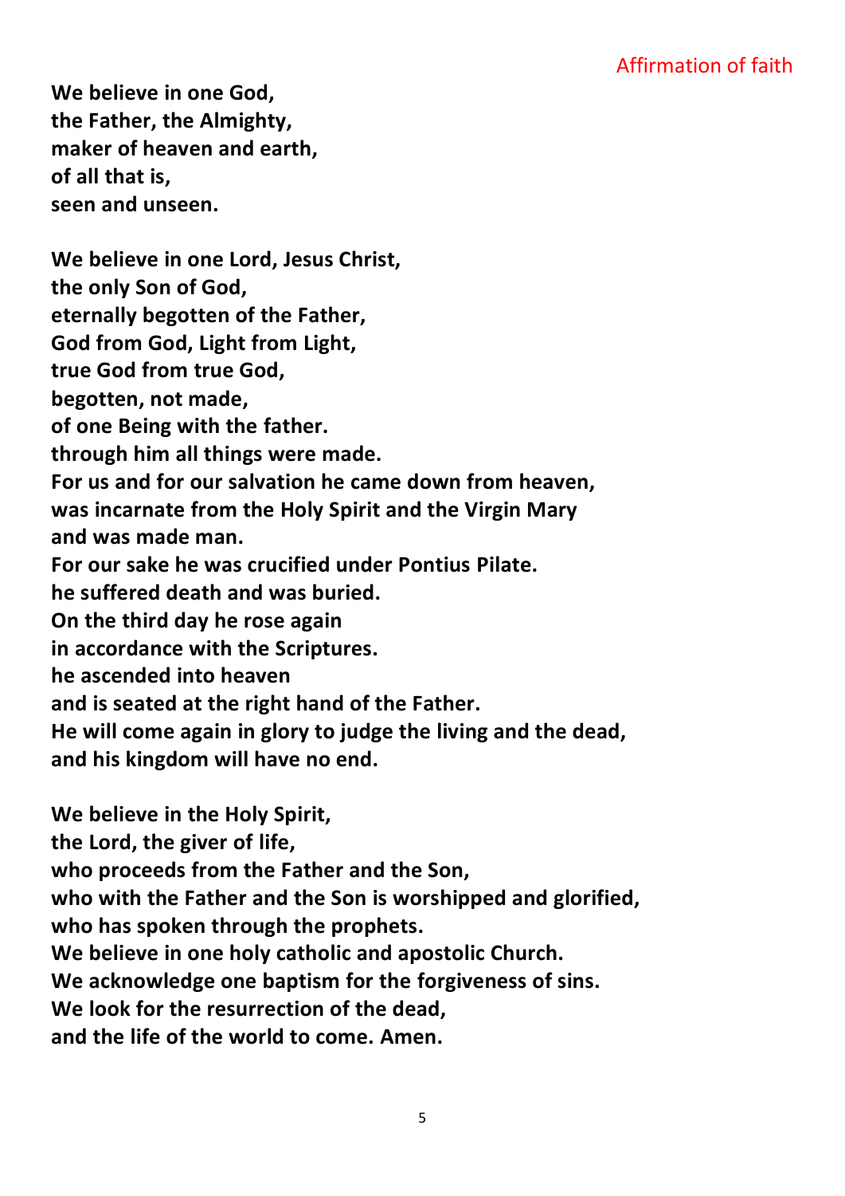## Affirmation of faith

**We believe in one God,
the Father, the Almighty,
maker of heaven and earth,
of all that is,
seen and unseen.**

**We believe in one Lord, Jesus Christ,
the only Son of God,
eternally begotten of the Father,
God from God, Light from Light,
true God from true God,
begotten, not made,
of one Being with the father.
through him all things were made.
For us and for our salvation he came down from heaven,
was incarnate from the Holy Spirit and the Virgin Mary
and was made man.
For our sake he was crucified under Pontius Pilate.
he suffered death and was buried.
On the third day he rose again
in accordance with the Scriptures.
he ascended into heaven
and is seated at the right hand of the Father.
He will come again in glory to judge the living and the dead,
and his kingdom will have no end.**

**We believe in the Holy Spirit,
the Lord, the giver of life,
who proceeds from the Father and the Son,
who with the Father and the Son is worshipped and glorified,
who has spoken through the prophets.
We believe in one holy catholic and apostolic Church.
We acknowledge one baptism for the forgiveness of sins.
We look for the resurrection of the dead,
and the life of the world to come. Amen.**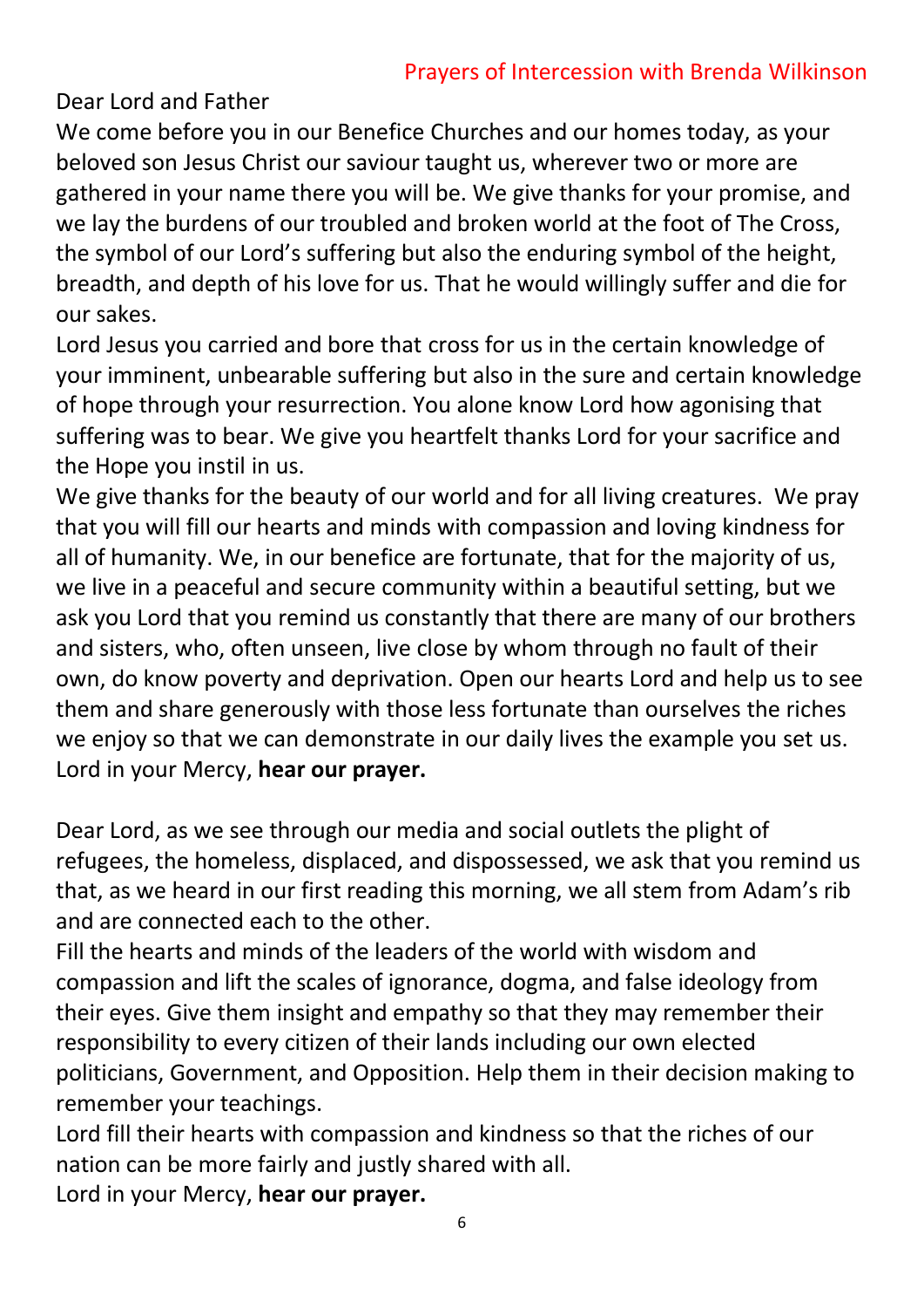## Prayers of Intercession with Brenda Wilkinson

Dear Lord and Father

We come before you in our Benefice Churches and our homes today, as your beloved son Jesus Christ our saviour taught us, wherever two or more are gathered in your name there you will be. We give thanks for your promise, and we lay the burdens of our troubled and broken world at the foot of The Cross, the symbol of our Lord's suffering but also the enduring symbol of the height, breadth, and depth of his love for us. That he would willingly suffer and die for our sakes.

Lord Jesus you carried and bore that cross for us in the certain knowledge of your imminent, unbearable suffering but also in the sure and certain knowledge of hope through your resurrection. You alone know Lord how agonising that suffering was to bear. We give you heartfelt thanks Lord for your sacrifice and the Hope you instil in us.

We give thanks for the beauty of our world and for all living creatures. We pray that you will fill our hearts and minds with compassion and loving kindness for all of humanity. We, in our benefice are fortunate, that for the majority of us, we live in a peaceful and secure community within a beautiful setting, but we ask you Lord that you remind us constantly that there are many of our brothers and sisters, who, often unseen, live close by whom through no fault of their own, do know poverty and deprivation. Open our hearts Lord and help us to see them and share generously with those less fortunate than ourselves the riches we enjoy so that we can demonstrate in our daily lives the example you set us.

Lord in your Mercy, **hear our prayer.**

Dear Lord, as we see through our media and social outlets the plight of refugees, the homeless, displaced, and dispossessed, we ask that you remind us that, as we heard in our first reading this morning, we all stem from Adam's rib and are connected each to the other.

Fill the hearts and minds of the leaders of the world with wisdom and compassion and lift the scales of ignorance, dogma, and false ideology from their eyes. Give them insight and empathy so that they may remember their responsibility to every citizen of their lands including our own elected politicians, Government, and Opposition. Help them in their decision making to remember your teachings.

Lord fill their hearts with compassion and kindness so that the riches of our nation can be more fairly and justly shared with all.

Lord in your Mercy, **hear our prayer.**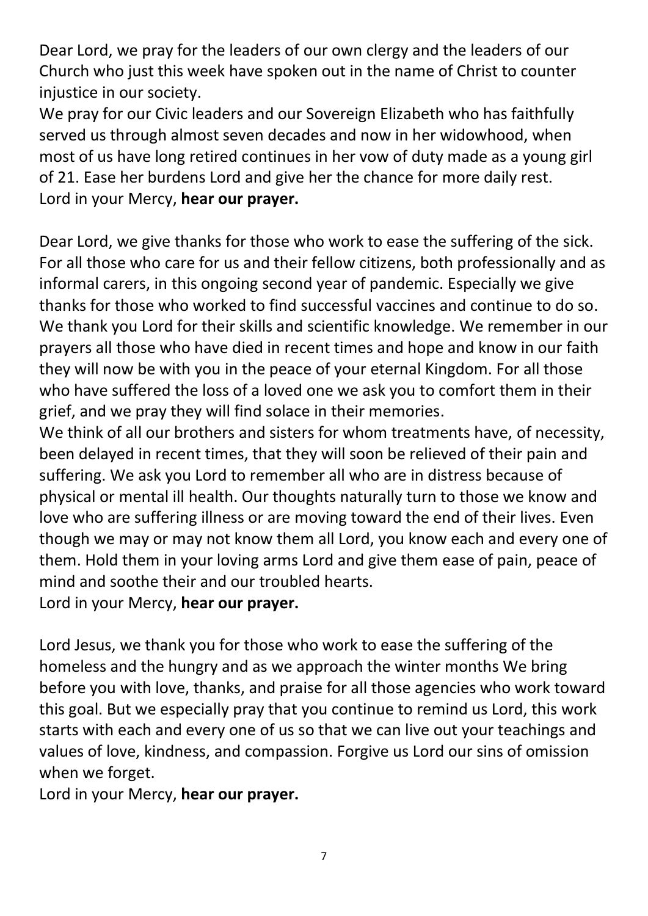Dear Lord, we pray for the leaders of our own clergy and the leaders of our Church who just this week have spoken out in the name of Christ to counter injustice in our society.
We pray for our Civic leaders and our Sovereign Elizabeth who has faithfully served us through almost seven decades and now in her widowhood, when most of us have long retired continues in her vow of duty made as a young girl of 21. Ease her burdens Lord and give her the chance for more daily rest.
Lord in your Mercy, **hear our prayer.**

Dear Lord, we give thanks for those who work to ease the suffering of the sick. For all those who care for us and their fellow citizens, both professionally and as informal carers, in this ongoing second year of pandemic. Especially we give thanks for those who worked to find successful vaccines and continue to do so. We thank you Lord for their skills and scientific knowledge. We remember in our prayers all those who have died in recent times and hope and know in our faith they will now be with you in the peace of your eternal Kingdom. For all those who have suffered the loss of a loved one we ask you to comfort them in their grief, and we pray they will find solace in their memories.
We think of all our brothers and sisters for whom treatments have, of necessity, been delayed in recent times, that they will soon be relieved of their pain and suffering. We ask you Lord to remember all who are in distress because of physical or mental ill health. Our thoughts naturally turn to those we know and love who are suffering illness or are moving toward the end of their lives. Even though we may or may not know them all Lord, you know each and every one of them. Hold them in your loving arms Lord and give them ease of pain, peace of mind and soothe their and our troubled hearts.
Lord in your Mercy, **hear our prayer.**

Lord Jesus, we thank you for those who work to ease the suffering of the homeless and the hungry and as we approach the winter months We bring before you with love, thanks, and praise for all those agencies who work toward this goal. But we especially pray that you continue to remind us Lord, this work starts with each and every one of us so that we can live out your teachings and values of love, kindness, and compassion. Forgive us Lord our sins of omission when we forget.
Lord in your Mercy, **hear our prayer.**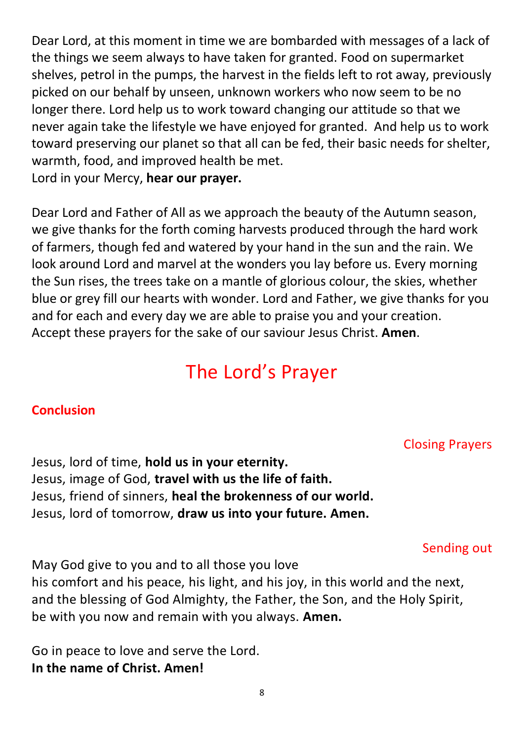Dear Lord, at this moment in time we are bombarded with messages of a lack of the things we seem always to have taken for granted. Food on supermarket shelves, petrol in the pumps, the harvest in the fields left to rot away, previously picked on our behalf by unseen, unknown workers who now seem to be no longer there. Lord help us to work toward changing our attitude so that we never again take the lifestyle we have enjoyed for granted. And help us to work toward preserving our planet so that all can be fed, their basic needs for shelter, warmth, food, and improved health be met.
Lord in your Mercy, **hear our prayer.**

Dear Lord and Father of All as we approach the beauty of the Autumn season, we give thanks for the forth coming harvests produced through the hard work of farmers, though fed and watered by your hand in the sun and the rain. We look around Lord and marvel at the wonders you lay before us. Every morning the Sun rises, the trees take on a mantle of glorious colour, the skies, whether blue or grey fill our hearts with wonder. Lord and Father, we give thanks for you and for each and every day we are able to praise you and your creation.
Accept these prayers for the sake of our saviour Jesus Christ. **Amen**.

# The Lord's Prayer

## Conclusion

### Closing Prayers

Jesus, lord of time, **hold us in your eternity.**
Jesus, image of God, **travel with us the life of faith.**
Jesus, friend of sinners, **heal the brokenness of our world.**
Jesus, lord of tomorrow, **draw us into your future. Amen.**

### Sending out

May God give to you and to all those you love
his comfort and his peace, his light, and his joy, in this world and the next,
and the blessing of God Almighty, the Father, the Son, and the Holy Spirit,
be with you now and remain with you always. **Amen.**

Go in peace to love and serve the Lord.
**In the name of Christ. Amen!**